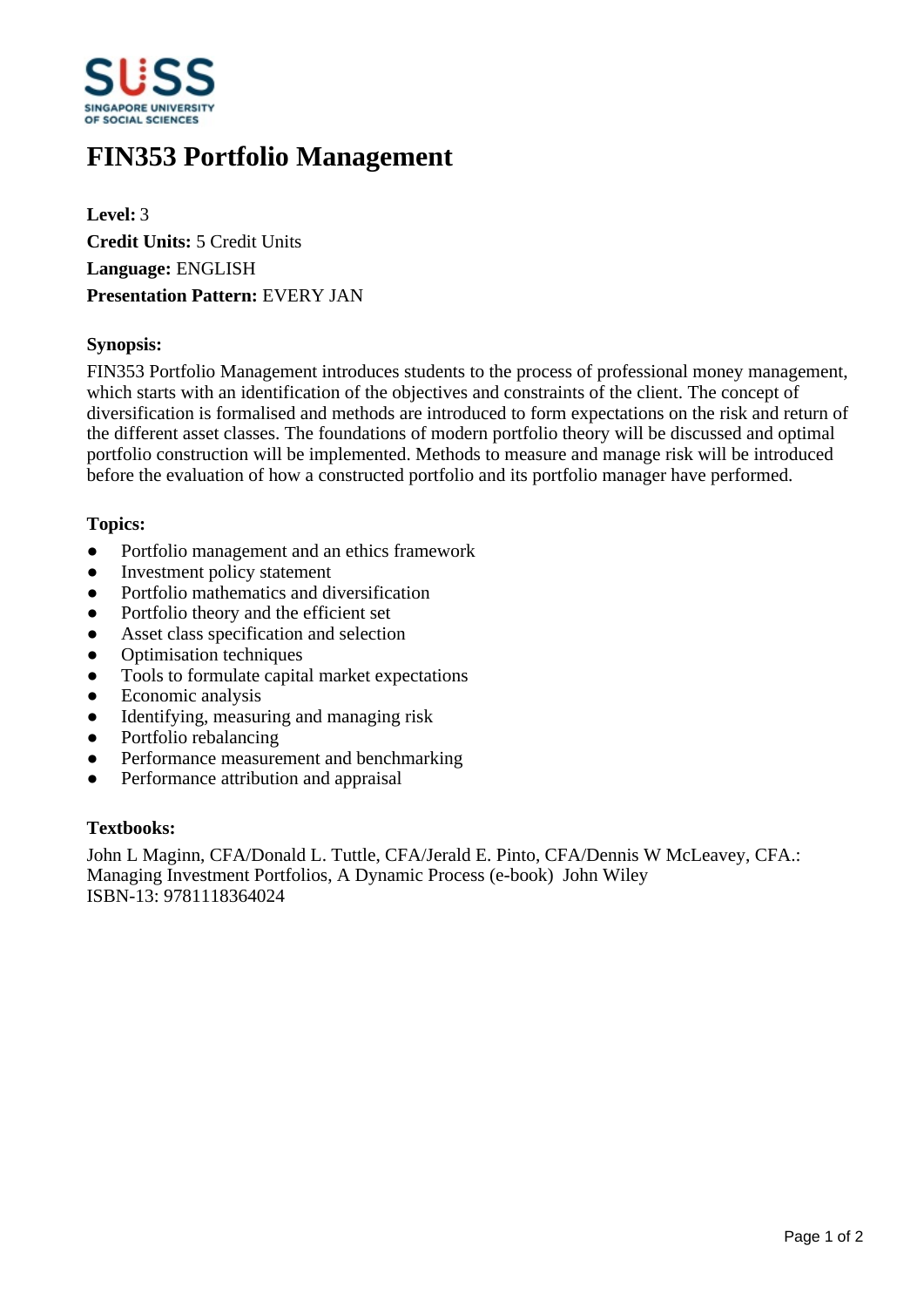# FIN353 Portfolio Management

**Level:** 3  
**Credit Units:** 5 Credit Units  
**Language:** ENGLISH  
**Presentation Pattern:** EVERY JAN

## Synopsis:

FIN353 Portfolio Management introduces students to the process of professional money management, which starts with an identification of the objectives and constraints of the client. The concept of diversification is formalised and methods are introduced to form expectations on the risk and return of the different asset classes. The foundations of modern portfolio theory will be discussed and optimal portfolio construction will be implemented. Methods to measure and manage risk will be introduced before the evaluation of how a constructed portfolio and its portfolio manager have performed.

## Topics:

- Portfolio management and an ethics framework
- Investment policy statement
- Portfolio mathematics and diversification
- Portfolio theory and the efficient set
- Asset class specification and selection
- Optimisation techniques
- Tools to formulate capital market expectations
- Economic analysis
- Identifying, measuring and managing risk
- Portfolio rebalancing
- Performance measurement and benchmarking
- Performance attribution and appraisal

## Textbooks:

John L Maginn, CFA/Donald L. Tuttle, CFA/Jerald E. Pinto, CFA/Dennis W McLeavey, CFA.: Managing Investment Portfolios, A Dynamic Process (e-book) John Wiley  
ISBN-13: 9781118364024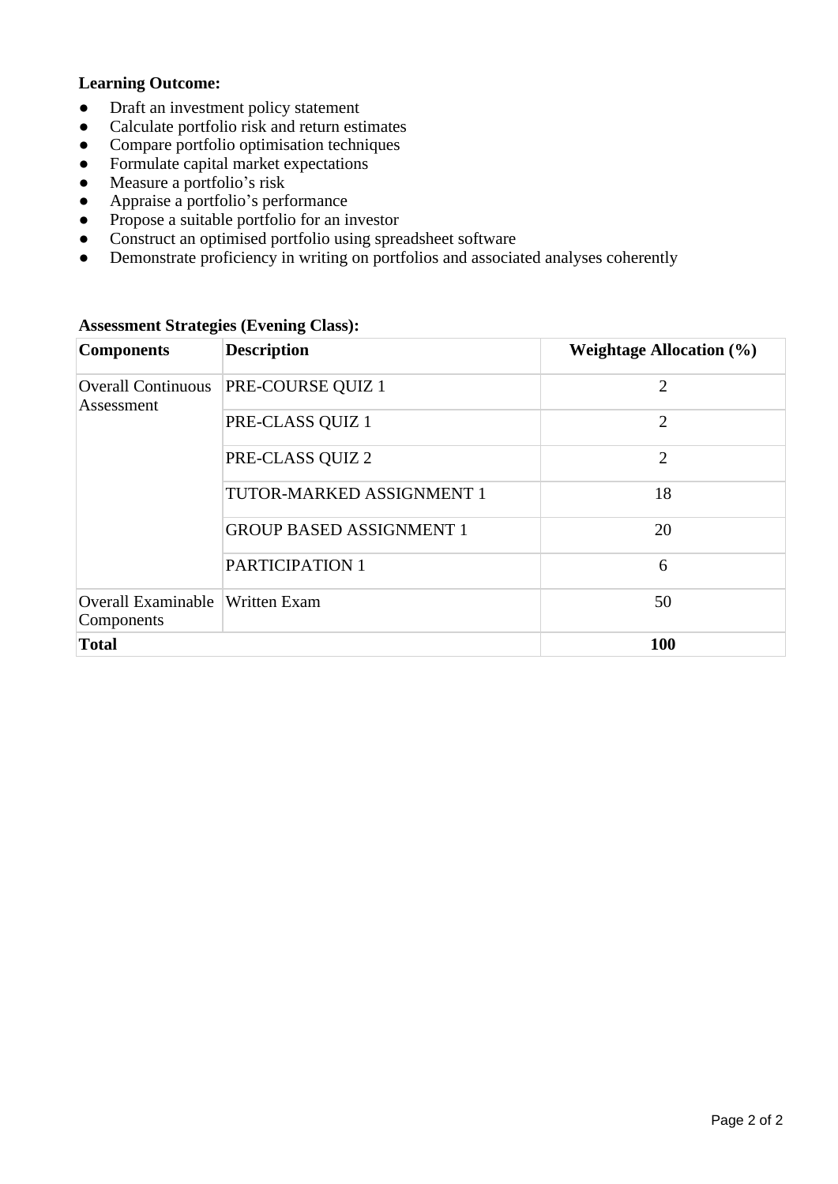**Learning Outcome:**

- Draft an investment policy statement
- Calculate portfolio risk and return estimates
- Compare portfolio optimisation techniques
- Formulate capital market expectations
- Measure a portfolio's risk
- Appraise a portfolio's performance
- Propose a suitable portfolio for an investor
- Construct an optimised portfolio using spreadsheet software
- Demonstrate proficiency in writing on portfolios and associated analyses coherently

**Assessment Strategies (Evening Class):**

| Components | Description | Weightage Allocation (%) |
|---|---|---|
| Overall Continuous Assessment | PRE-COURSE QUIZ 1 | 2 |
| | PRE-CLASS QUIZ 1 | 2 |
| | PRE-CLASS QUIZ 2 | 2 |
| | TUTOR-MARKED ASSIGNMENT 1 | 18 |
| | GROUP BASED ASSIGNMENT 1 | 20 |
| | PARTICIPATION 1 | 6 |
| Overall Examinable Components | Written Exam | 50 |
| **Total** | | **100** |